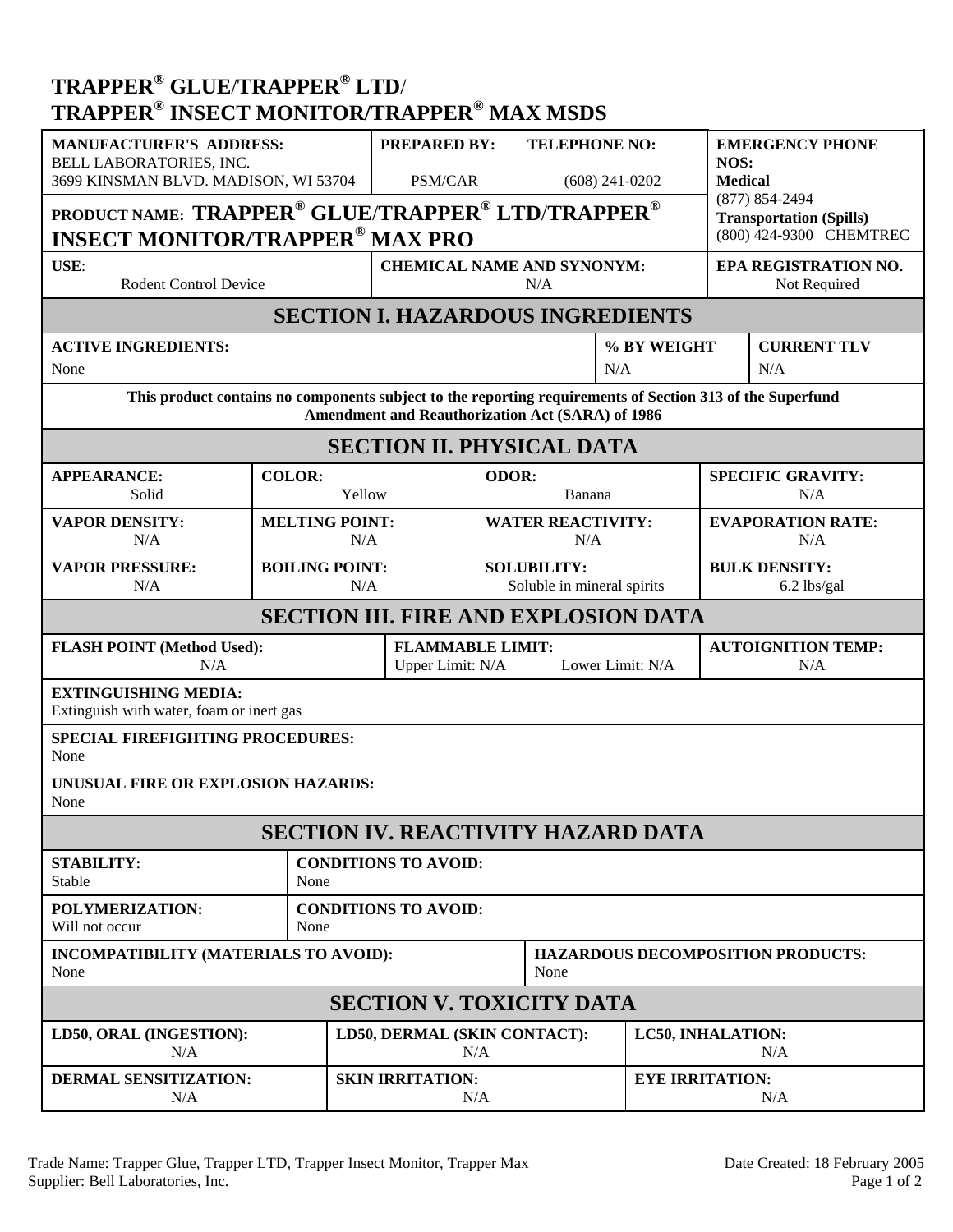# TRAPPER® GLUE/TRAPPER® LTD/ TRAPPER® INSECT MONITOR/TRAPPER® MAX MSDS

| MANUFACTURER'S ADDRESS: | PREPARED BY: | TELEPHONE NO: | EMERGENCY PHONE NOS: |
|---|---|---|---|
| BELL LABORATORIES, INC. 3699 KINSMAN BLVD. MADISON, WI 53704 | PSM/CAR | (608) 241-0202 | **Medical** (877) 854-2494 **Transportation (Spills)** (800) 424-9300 CHEMTREC |
| **PRODUCT NAME: TRAPPER® GLUE/TRAPPER® LTD/TRAPPER® INSECT MONITOR/TRAPPER® MAX PRO** | | | |
| **USE:** Rodent Control Device | **CHEMICAL NAME AND SYNONYM:** N/A | | **EPA REGISTRATION NO.** Not Required |

## SECTION I. HAZARDOUS INGREDIENTS

| ACTIVE INGREDIENTS: | % BY WEIGHT | CURRENT TLV |
|---|---|---|
| None | N/A | N/A |

**This product contains no components subject to the reporting requirements of Section 313 of the Superfund Amendment and Reauthorization Act (SARA) of 1986**

## SECTION II. PHYSICAL DATA

| APPEARANCE: | COLOR: | ODOR: | SPECIFIC GRAVITY: |
|---|---|---|---|
| Solid | Yellow | Banana | N/A |
| **VAPOR DENSITY:** N/A | **MELTING POINT:** N/A | **WATER REACTIVITY:** N/A | **EVAPORATION RATE:** N/A |
| **VAPOR PRESSURE:** N/A | **BOILING POINT:** N/A | **SOLUBILITY:** Soluble in mineral spirits | **BULK DENSITY:** 6.2 lbs/gal |

## SECTION III. FIRE AND EXPLOSION DATA

| FLASH POINT (Method Used): | FLAMMABLE LIMIT: | AUTOIGNITION TEMP: |
|---|---|---|
| N/A | Upper Limit: N/A Lower Limit: N/A | N/A |

**EXTINGUISHING MEDIA:**
Extinguish with water, foam or inert gas

**SPECIAL FIREFIGHTING PROCEDURES:**
None

**UNUSUAL FIRE OR EXPLOSION HAZARDS:**
None

## SECTION IV. REACTIVITY HAZARD DATA

| STABILITY: | CONDITIONS TO AVOID: |
|---|---|
| Stable | None |
| **POLYMERIZATION:** Will not occur | **CONDITIONS TO AVOID:** None |

| INCOMPATIBILITY (MATERIALS TO AVOID): | HAZARDOUS DECOMPOSITION PRODUCTS: |
|---|---|
| None | None |

## SECTION V. TOXICITY DATA

| LD50, ORAL (INGESTION): | LD50, DERMAL (SKIN CONTACT): | LC50, INHALATION: |
|---|---|---|
| N/A | N/A | N/A |
| **DERMAL SENSITIZATION:** N/A | **SKIN IRRITATION:** N/A | **EYE IRRITATION:** N/A |

Trade Name: Trapper Glue, Trapper LTD, Trapper Insect Monitor, Trapper Max
Supplier: Bell Laboratories, Inc.
Date Created: 18 February 2005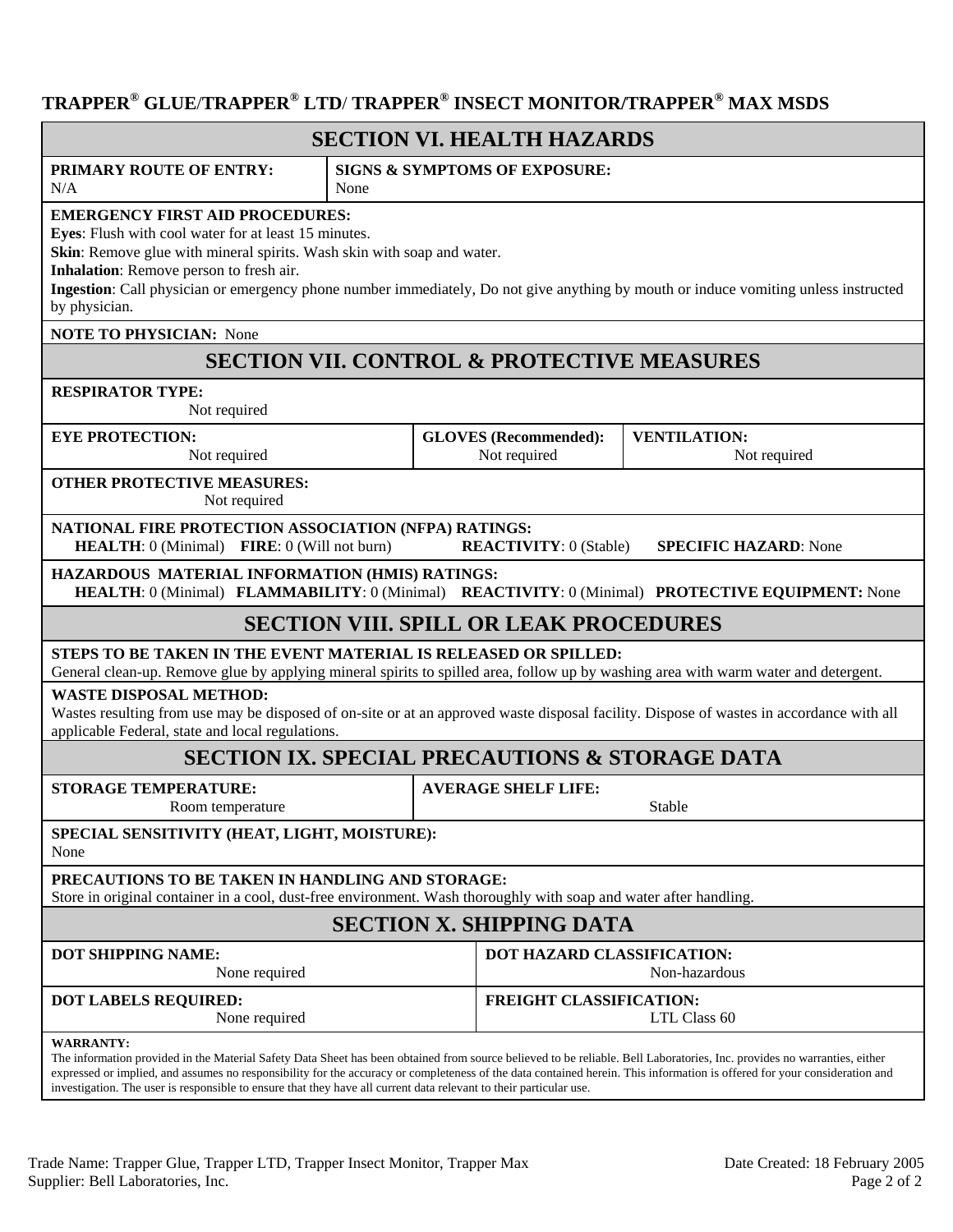# TRAPPER® GLUE/TRAPPER® LTD/ TRAPPER® INSECT MONITOR/TRAPPER® MAX MSDS

## SECTION VI. HEALTH HAZARDS

**PRIMARY ROUTE OF ENTRY:**
N/A

**SIGNS & SYMPTOMS OF EXPOSURE:**
None

**EMERGENCY FIRST AID PROCEDURES:**
**Eyes**: Flush with cool water for at least 15 minutes.
**Skin**: Remove glue with mineral spirits. Wash skin with soap and water.
**Inhalation**: Remove person to fresh air.
**Ingestion**: Call physician or emergency phone number immediately, Do not give anything by mouth or induce vomiting unless instructed by physician.

**NOTE TO PHYSICIAN:** None

## SECTION VII. CONTROL & PROTECTIVE MEASURES

**RESPIRATOR TYPE:**
Not required

**EYE PROTECTION:**
Not required

**GLOVES (Recommended):**
Not required

**VENTILATION:**
Not required

**OTHER PROTECTIVE MEASURES:**
Not required

**NATIONAL FIRE PROTECTION ASSOCIATION (NFPA) RATINGS:**
**HEALTH**: 0 (Minimal) **FIRE**: 0 (Will not burn) **REACTIVITY**: 0 (Stable) **SPECIFIC HAZARD**: None

**HAZARDOUS MATERIAL INFORMATION (HMIS) RATINGS:**
**HEALTH**: 0 (Minimal) **FLAMMABILITY**: 0 (Minimal) **REACTIVITY**: 0 (Minimal) **PROTECTIVE EQUIPMENT:** None

## SECTION VIII. SPILL OR LEAK PROCEDURES

**STEPS TO BE TAKEN IN THE EVENT MATERIAL IS RELEASED OR SPILLED:**
General clean-up. Remove glue by applying mineral spirits to spilled area, follow up by washing area with warm water and detergent.

**WASTE DISPOSAL METHOD:**
Wastes resulting from use may be disposed of on-site or at an approved waste disposal facility. Dispose of wastes in accordance with all applicable Federal, state and local regulations.

## SECTION IX. SPECIAL PRECAUTIONS & STORAGE DATA

**STORAGE TEMPERATURE:**
Room temperature

**AVERAGE SHELF LIFE:**
Stable

**SPECIAL SENSITIVITY (HEAT, LIGHT, MOISTURE):**
None

**PRECAUTIONS TO BE TAKEN IN HANDLING AND STORAGE:**
Store in original container in a cool, dust-free environment. Wash thoroughly with soap and water after handling.

## SECTION X. SHIPPING DATA

**DOT SHIPPING NAME:**
None required

**DOT HAZARD CLASSIFICATION:**
Non-hazardous

**DOT LABELS REQUIRED:**
None required

**FREIGHT CLASSIFICATION:**
LTL Class 60

**WARRANTY:**
The information provided in the Material Safety Data Sheet has been obtained from source believed to be reliable. Bell Laboratories, Inc. provides no warranties, either expressed or implied, and assumes no responsibility for the accuracy or completeness of the data contained herein. This information is offered for your consideration and investigation. The user is responsible to ensure that they have all current data relevant to their particular use.

Trade Name: Trapper Glue, Trapper LTD, Trapper Insect Monitor, Trapper Max
Supplier: Bell Laboratories, Inc.
Date Created: 18 February 2005